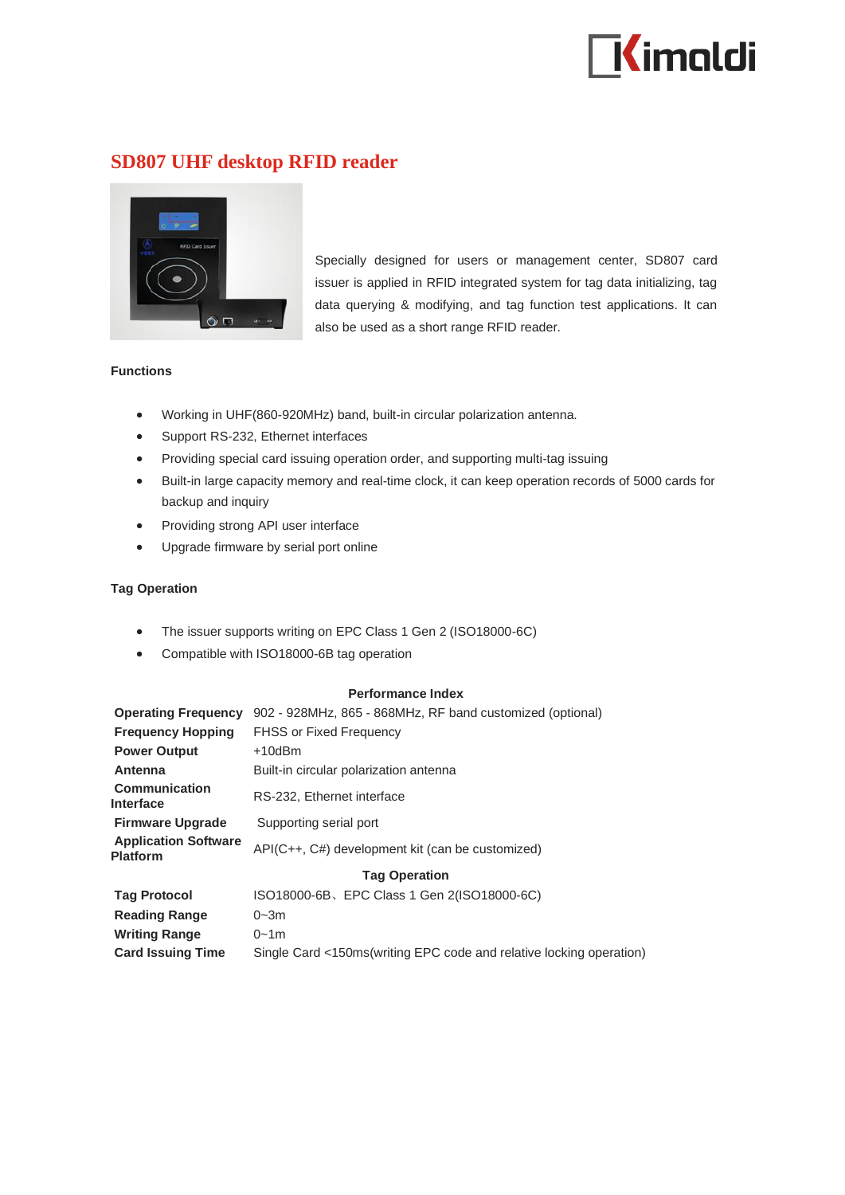# SD807 UHF desktop RFID reader

Specially designed for users or management center, SD807 card issuer is applied in RFID integrated system for tag data initializing, tag data querying & modifying, and tag function test applications. It can also be used as a short range RFID reader.

**Functions**

- Working in UHF(860-920MHz) band, built-in circular polarization antenna.
- Support RS-232, Ethernet interfaces
- Providing special card issuing operation order, and supporting multi-tag issuing
- Built-in large capacity memory and real-time clock, it can keep operation records of 5000 cards for backup and inquiry
- Providing strong API user interface
- Upgrade firmware by serial port online

**Tag Operation**

- The issuer supports writing on EPC Class 1 Gen 2 (ISO18000-6C)
- Compatible with ISO18000-6B tag operation

| Performance Index | |
|---|---|
| **Operating Frequency** | 902 - 928MHz, 865 - 868MHz, RF band customized (optional) |
| **Frequency Hopping** | FHSS or Fixed Frequency |
| **Power Output** | +10dBm |
| **Antenna** | Built-in circular polarization antenna |
| **Communication Interface** | RS-232, Ethernet interface |
| **Firmware Upgrade** | Supporting serial port |
| **Application Software Platform** | API(C++, C#) development kit (can be customized) |
| **Tag Operation** | |
| **Tag Protocol** | ISO18000-6B、EPC Class 1 Gen 2(ISO18000-6C) |
| **Reading Range** | 0~3m |
| **Writing Range** | 0~1m |
| **Card Issuing Time** | Single Card <150ms(writing EPC code and relative locking operation) |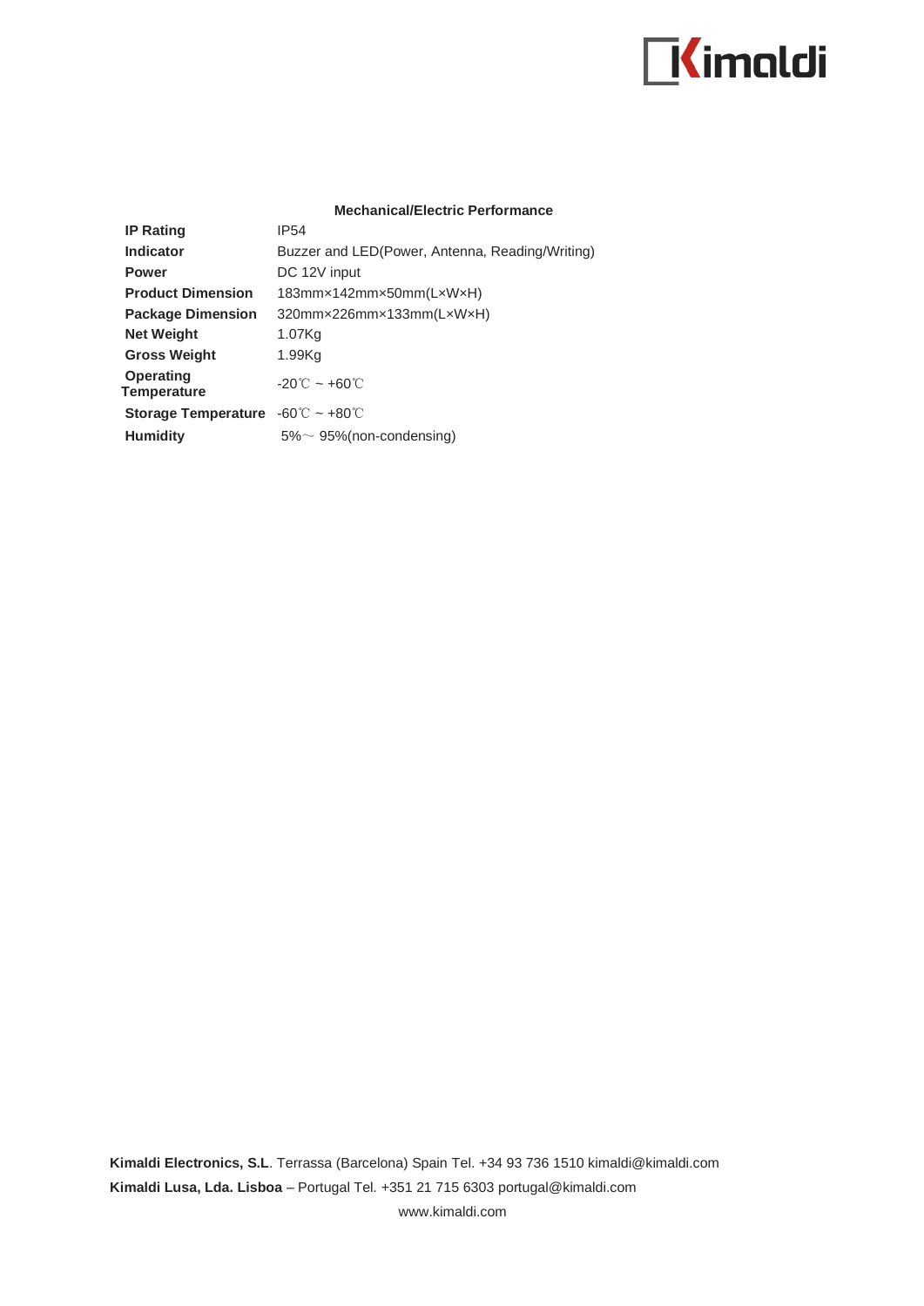**Mechanical/Electric Performance**

| | |
|---|---|
| **IP Rating** | IP54 |
| **Indicator** | Buzzer and LED(Power, Antenna, Reading/Writing) |
| **Power** | DC 12V input |
| **Product Dimension** | 183mm×142mm×50mm(L×W×H) |
| **Package Dimension** | 320mm×226mm×133mm(L×W×H) |
| **Net Weight** | 1.07Kg |
| **Gross Weight** | 1.99Kg |
| **Operating Temperature** | -20℃ ~ +60℃ |
| **Storage Temperature** | -60℃ ~ +80℃ |
| **Humidity** | 5%～ 95%(non-condensing) |

**Kimaldi Electronics, S.L**. Terrassa (Barcelona) Spain Tel. +34 93 736 1510 kimaldi@kimaldi.com
**Kimaldi Lusa, Lda. Lisboa** – Portugal Tel. +351 21 715 6303 portugal@kimaldi.com
www.kimaldi.com